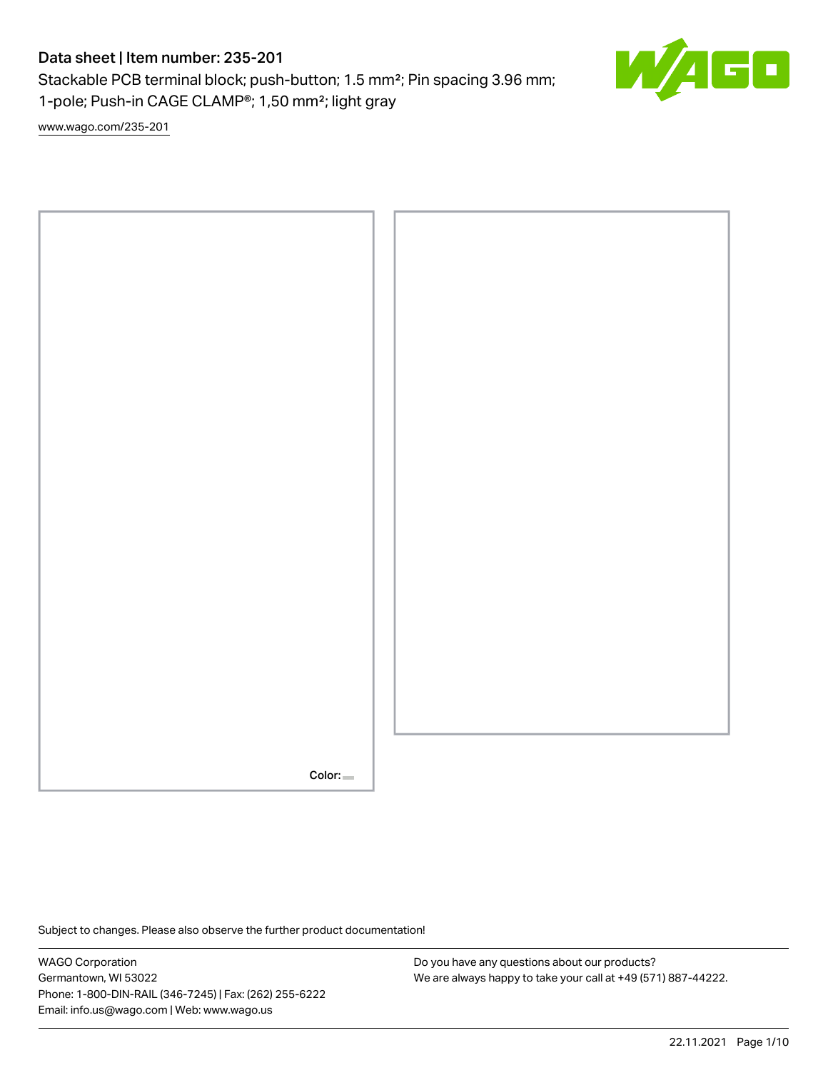# Data sheet | Item number: 235-201

Stackable PCB terminal block; push-button; 1.5 mm²; Pin spacing 3.96 mm; 1-pole; Push-in CAGE CLAMP®; 1,50 mm²; light gray

www.wago.com/235-201

Color:

Subject to changes. Please also observe the further product documentation!

WAGO Corporation
Germantown, WI 53022
Phone: 1-800-DIN-RAIL (346-7245) | Fax: (262) 255-6222
Email: info.us@wago.com | Web: www.wago.us

Do you have any questions about our products?
We are always happy to take your call at +49 (571) 887-44222.

22.11.2021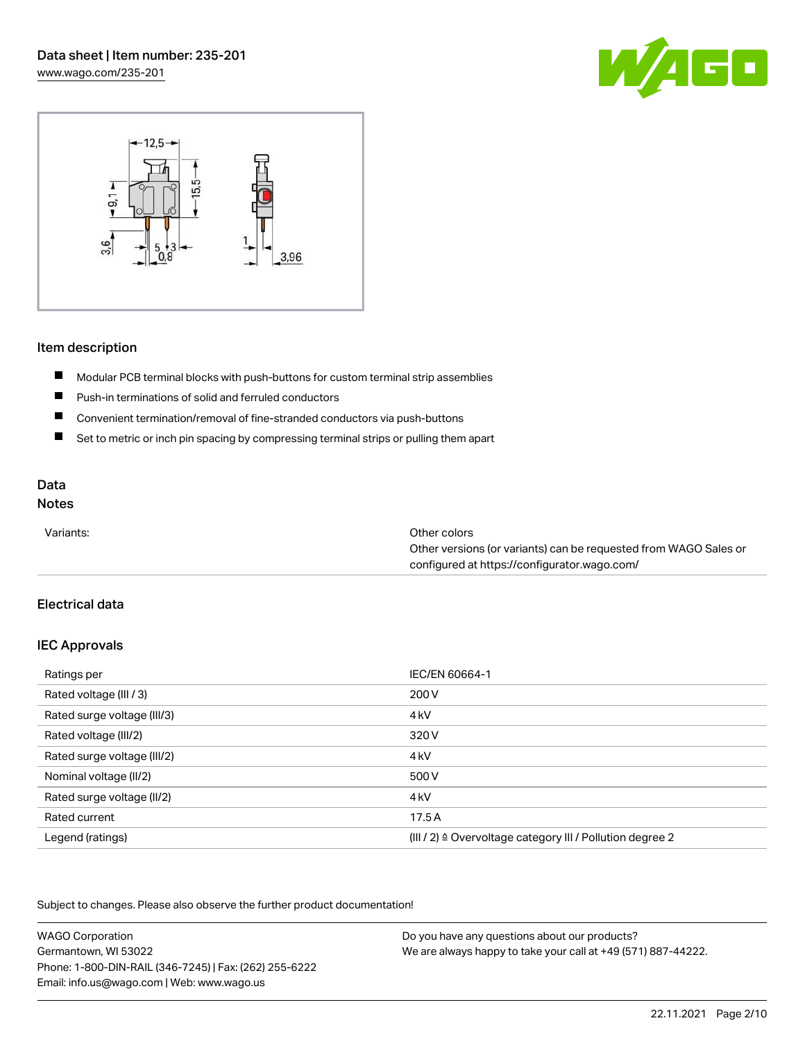## Item description

- Modular PCB terminal blocks with push-buttons for custom terminal strip assemblies
- Push-in terminations of solid and ferruled conductors
- Convenient termination/removal of fine-stranded conductors via push-buttons
- Set to metric or inch pin spacing by compressing terminal strips or pulling them apart

## Data

### Notes

| | |
|---|---|
| Variants: | Other colors<br>Other versions (or variants) can be requested from WAGO Sales or configured at https://configurator.wago.com/ |

### Electrical data

### IEC Approvals

| | |
|---|---|
| Ratings per | IEC/EN 60664-1 |
| Rated voltage (III / 3) | 200 V |
| Rated surge voltage (III/3) | 4 kV |
| Rated voltage (III/2) | 320 V |
| Rated surge voltage (III/2) | 4 kV |
| Nominal voltage (II/2) | 500 V |
| Rated surge voltage (II/2) | 4 kV |
| Rated current | 17.5 A |
| Legend (ratings) | (III / 2) ≙ Overvoltage category III / Pollution degree 2 |

Subject to changes. Please also observe the further product documentation!

WAGO Corporation
Germantown, WI 53022
Phone: 1-800-DIN-RAIL (346-7245) | Fax: (262) 255-6222
Email: info.us@wago.com | Web: www.wago.us

Do you have any questions about our products?
We are always happy to take your call at +49 (571) 887-44222.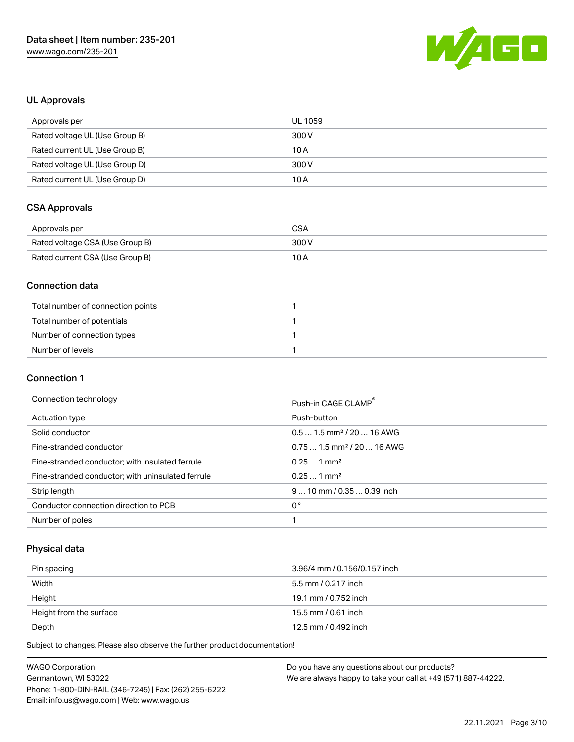## UL Approvals

| Approvals per | UL 1059 |
| --- | --- |
| Rated voltage UL (Use Group B) | 300 V |
| Rated current UL (Use Group B) | 10 A |
| Rated voltage UL (Use Group D) | 300 V |
| Rated current UL (Use Group D) | 10 A |

## CSA Approvals

| Approvals per | CSA |
| --- | --- |
| Rated voltage CSA (Use Group B) | 300 V |
| Rated current CSA (Use Group B) | 10 A |

## Connection data

| Total number of connection points | 1 |
| --- | --- |
| Total number of potentials | 1 |
| Number of connection types | 1 |
| Number of levels | 1 |

## Connection 1

| Connection technology | Push-in CAGE CLAMP® |
| --- | --- |
| Actuation type | Push-button |
| Solid conductor | 0.5 … 1.5 mm² / 20 … 16 AWG |
| Fine-stranded conductor | 0.75 … 1.5 mm² / 20 … 16 AWG |
| Fine-stranded conductor; with insulated ferrule | 0.25 … 1 mm² |
| Fine-stranded conductor; with uninsulated ferrule | 0.25 … 1 mm² |
| Strip length | 9 … 10 mm / 0.35 … 0.39 inch |
| Conductor connection direction to PCB | 0 ° |
| Number of poles | 1 |

## Physical data

| Pin spacing | 3.96/4 mm / 0.156/0.157 inch |
| --- | --- |
| Width | 5.5 mm / 0.217 inch |
| Height | 19.1 mm / 0.752 inch |
| Height from the surface | 15.5 mm / 0.61 inch |
| Depth | 12.5 mm / 0.492 inch |

Subject to changes. Please also observe the further product documentation!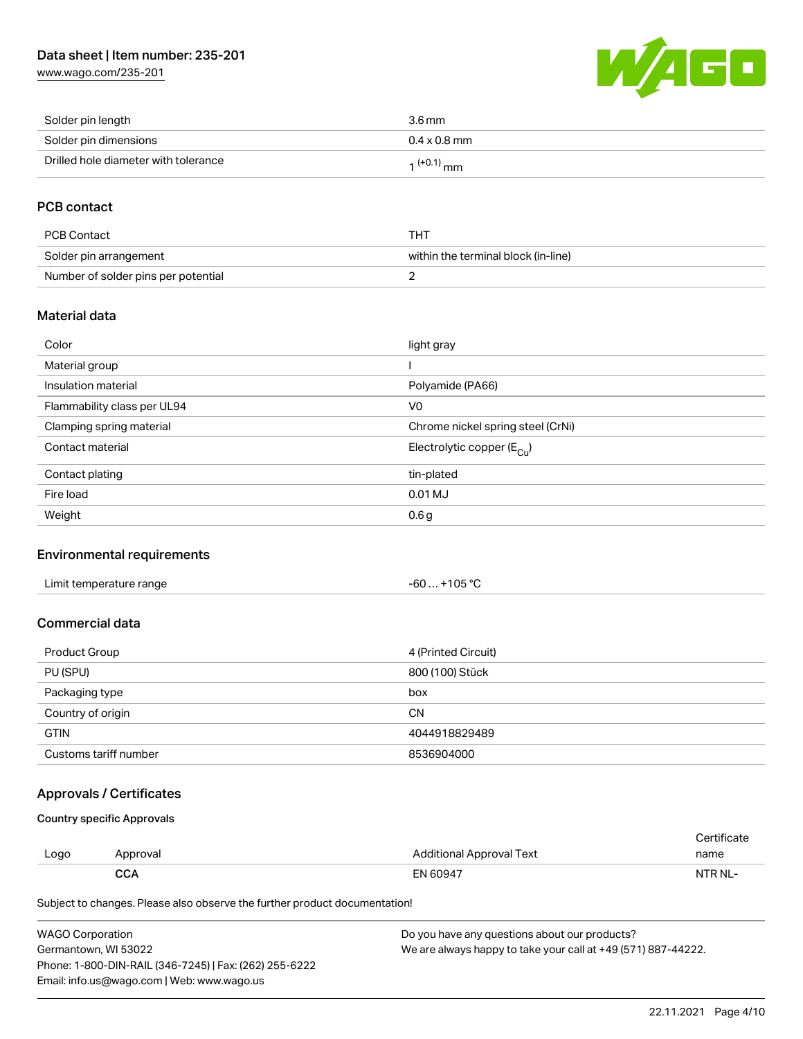| | |
|---|---|
| Solder pin length | 3.6 mm |
| Solder pin dimensions | 0.4 x 0.8 mm |
| Drilled hole diameter with tolerance | $1^{(+0.1)}$ mm |

## PCB contact

| | |
|---|---|
| PCB Contact | THT |
| Solder pin arrangement | within the terminal block (in-line) |
| Number of solder pins per potential | 2 |

## Material data

| | |
|---|---|
| Color | light gray |
| Material group | I |
| Insulation material | Polyamide (PA66) |
| Flammability class per UL94 | V0 |
| Clamping spring material | Chrome nickel spring steel (CrNi) |
| Contact material | Electrolytic copper ($E_{Cu}$) |
| Contact plating | tin-plated |
| Fire load | 0.01 MJ |
| Weight | 0.6 g |

## Environmental requirements

| | |
|---|---|
| Limit temperature range | -60 … +105 °C |

## Commercial data

| | |
|---|---|
| Product Group | 4 (Printed Circuit) |
| PU (SPU) | 800 (100) Stück |
| Packaging type | box |
| Country of origin | CN |
| GTIN | 4044918829489 |
| Customs tariff number | 8536904000 |

## Approvals / Certificates

### Country specific Approvals

| Logo | Approval | Additional Approval Text | Certificate name |
|---|---|---|---|
| | **CCA** | EN 60947 | NTR NL- |

Subject to changes. Please also observe the further product documentation!

WAGO Corporation
Germantown, WI 53022
Phone: 1-800-DIN-RAIL (346-7245) | Fax: (262) 255-6222
Email: info.us@wago.com | Web: www.wago.us

Do you have any questions about our products?
We are always happy to take your call at +49 (571) 887-44222.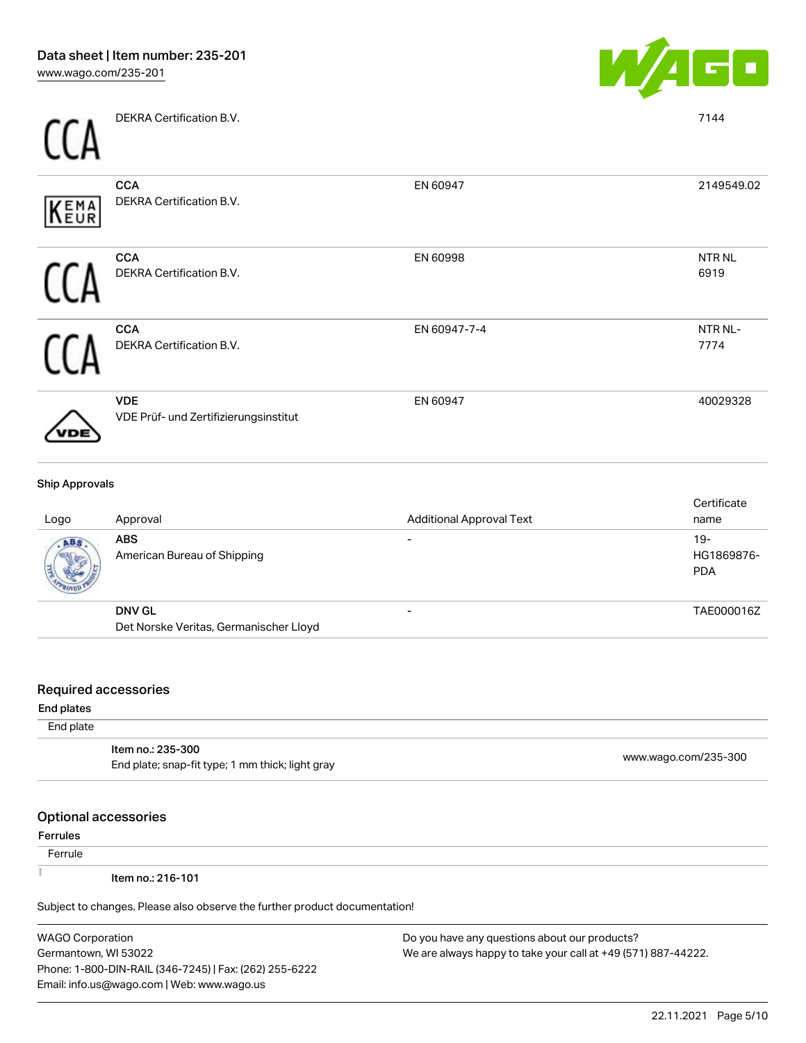| Logo | Approval | Additional Approval Text | Certificate name |
|---|---|---|---|
| | DEKRA Certification B.V. | | 7144 |
| | **CCA**<br>DEKRA Certification B.V. | EN 60947 | 2149549.02 |
| | **CCA**<br>DEKRA Certification B.V. | EN 60998 | NTR NL 6919 |
| | **CCA**<br>DEKRA Certification B.V. | EN 60947-7-4 | NTR NL-7774 |
| | **VDE**<br>VDE Prüf- und Zertifizierungsinstitut | EN 60947 | 40029328 |

**Ship Approvals**

| Logo | Approval | Additional Approval Text | Certificate name |
|---|---|---|---|
| | **ABS**<br>American Bureau of Shipping | - | 19-HG1869876-PDA |
| | **DNV GL**<br>Det Norske Veritas, Germanischer Lloyd | - | TAE000016Z |

## Required accessories

**End plates**

End plate

| | |
|---|---|
| **Item no.: 235-300**<br>End plate; snap-fit type; 1 mm thick; light gray | www.wago.com/235-300 |

## Optional accessories

**Ferrules**

Ferrule

Item no.: 216-101

Subject to changes. Please also observe the further product documentation!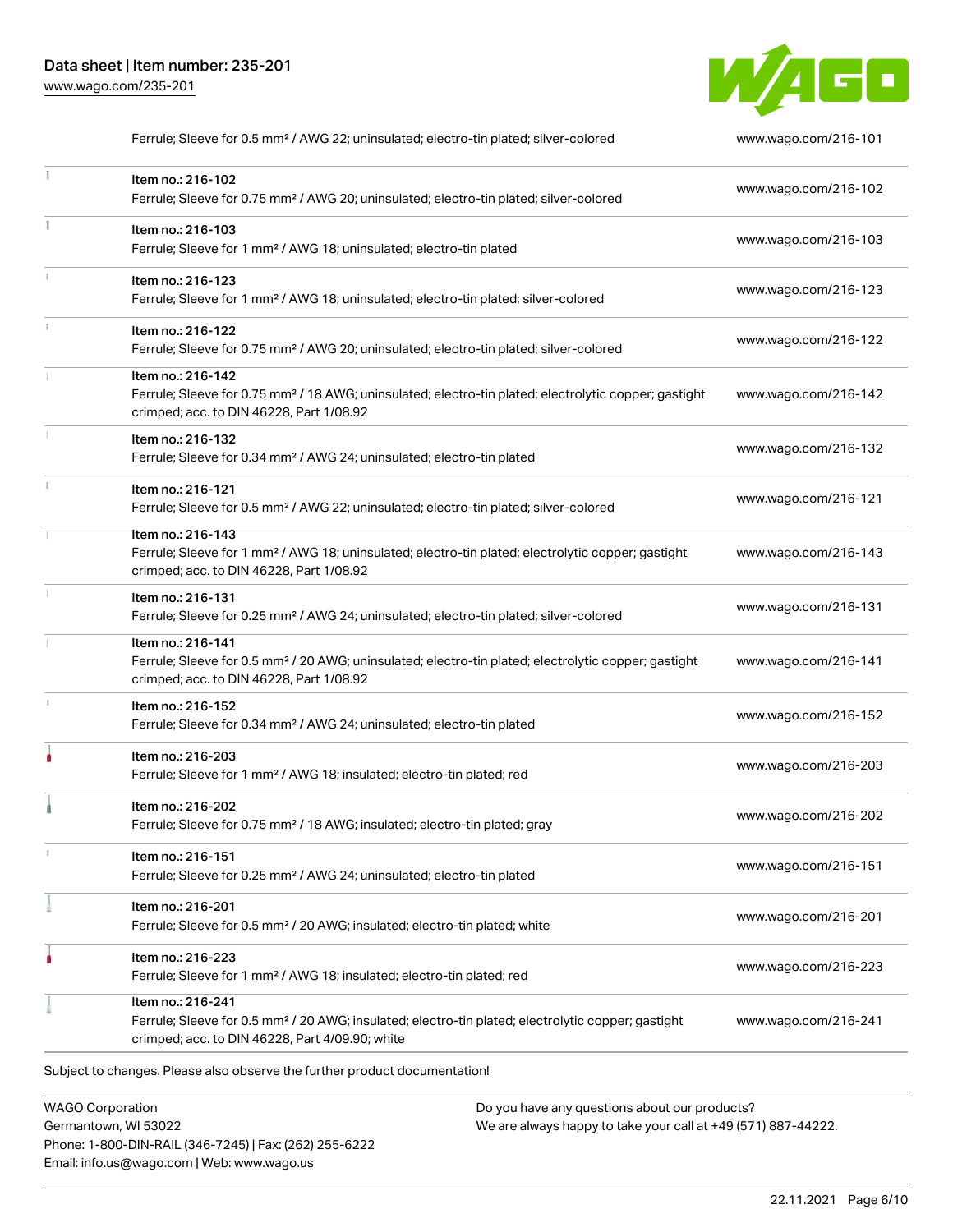| | | |
|---|---|---|
| | Ferrule; Sleeve for 0.5 mm² / AWG 22; uninsulated; electro-tin plated; silver-colored | www.wago.com/216-101 |
| | Item no.: 216-102<br>Ferrule; Sleeve for 0.75 mm² / AWG 20; uninsulated; electro-tin plated; silver-colored | www.wago.com/216-102 |
| | Item no.: 216-103<br>Ferrule; Sleeve for 1 mm² / AWG 18; uninsulated; electro-tin plated | www.wago.com/216-103 |
| | Item no.: 216-123<br>Ferrule; Sleeve for 1 mm² / AWG 18; uninsulated; electro-tin plated; silver-colored | www.wago.com/216-123 |
| | Item no.: 216-122<br>Ferrule; Sleeve for 0.75 mm² / AWG 20; uninsulated; electro-tin plated; silver-colored | www.wago.com/216-122 |
| | Item no.: 216-142<br>Ferrule; Sleeve for 0.75 mm² / 18 AWG; uninsulated; electro-tin plated; electrolytic copper; gastight crimped; acc. to DIN 46228, Part 1/08.92 | www.wago.com/216-142 |
| | Item no.: 216-132<br>Ferrule; Sleeve for 0.34 mm² / AWG 24; uninsulated; electro-tin plated | www.wago.com/216-132 |
| | Item no.: 216-121<br>Ferrule; Sleeve for 0.5 mm² / AWG 22; uninsulated; electro-tin plated; silver-colored | www.wago.com/216-121 |
| | Item no.: 216-143<br>Ferrule; Sleeve for 1 mm² / AWG 18; uninsulated; electro-tin plated; electrolytic copper; gastight crimped; acc. to DIN 46228, Part 1/08.92 | www.wago.com/216-143 |
| | Item no.: 216-131<br>Ferrule; Sleeve for 0.25 mm² / AWG 24; uninsulated; electro-tin plated; silver-colored | www.wago.com/216-131 |
| | Item no.: 216-141<br>Ferrule; Sleeve for 0.5 mm² / 20 AWG; uninsulated; electro-tin plated; electrolytic copper; gastight crimped; acc. to DIN 46228, Part 1/08.92 | www.wago.com/216-141 |
| | Item no.: 216-152<br>Ferrule; Sleeve for 0.34 mm² / AWG 24; uninsulated; electro-tin plated | www.wago.com/216-152 |
| | Item no.: 216-203<br>Ferrule; Sleeve for 1 mm² / AWG 18; insulated; electro-tin plated; red | www.wago.com/216-203 |
| | Item no.: 216-202<br>Ferrule; Sleeve for 0.75 mm² / 18 AWG; insulated; electro-tin plated; gray | www.wago.com/216-202 |
| | Item no.: 216-151<br>Ferrule; Sleeve for 0.25 mm² / AWG 24; uninsulated; electro-tin plated | www.wago.com/216-151 |
| | Item no.: 216-201<br>Ferrule; Sleeve for 0.5 mm² / 20 AWG; insulated; electro-tin plated; white | www.wago.com/216-201 |
| | Item no.: 216-223<br>Ferrule; Sleeve for 1 mm² / AWG 18; insulated; electro-tin plated; red | www.wago.com/216-223 |
| | Item no.: 216-241<br>Ferrule; Sleeve for 0.5 mm² / 20 AWG; insulated; electro-tin plated; electrolytic copper; gastight crimped; acc. to DIN 46228, Part 4/09.90; white | www.wago.com/216-241 |

Subject to changes. Please also observe the further product documentation!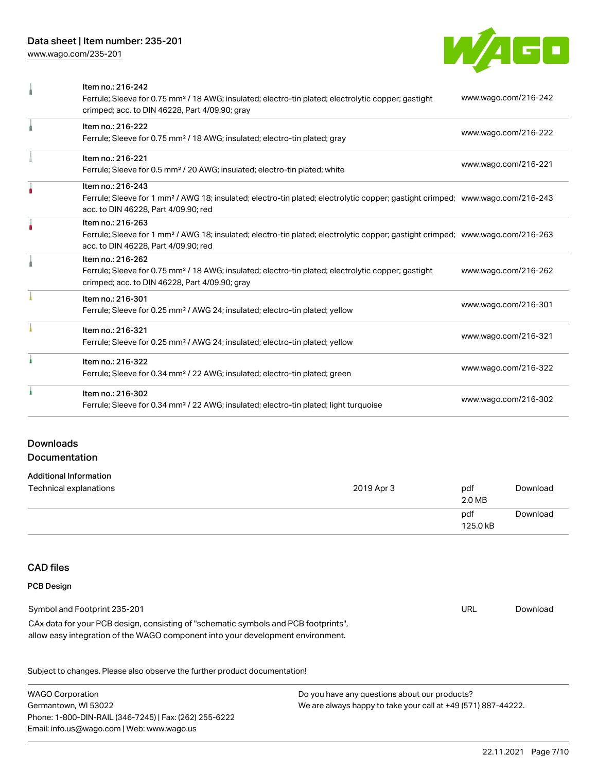| Item | Description | URL |
| --- | --- | --- |
| Item no.: 216-242 | Ferrule; Sleeve for 0.75 mm² / 18 AWG; insulated; electro-tin plated; electrolytic copper; gastight crimped; acc. to DIN 46228, Part 4/09.90; gray | www.wago.com/216-242 |
| Item no.: 216-222 | Ferrule; Sleeve for 0.75 mm² / 18 AWG; insulated; electro-tin plated; gray | www.wago.com/216-222 |
| Item no.: 216-221 | Ferrule; Sleeve for 0.5 mm² / 20 AWG; insulated; electro-tin plated; white | www.wago.com/216-221 |
| Item no.: 216-243 | Ferrule; Sleeve for 1 mm² / AWG 18; insulated; electro-tin plated; electrolytic copper; gastight crimped; acc. to DIN 46228, Part 4/09.90; red | www.wago.com/216-243 |
| Item no.: 216-263 | Ferrule; Sleeve for 1 mm² / AWG 18; insulated; electro-tin plated; electrolytic copper; gastight crimped; acc. to DIN 46228, Part 4/09.90; red | www.wago.com/216-263 |
| Item no.: 216-262 | Ferrule; Sleeve for 0.75 mm² / 18 AWG; insulated; electro-tin plated; electrolytic copper; gastight crimped; acc. to DIN 46228, Part 4/09.90; gray | www.wago.com/216-262 |
| Item no.: 216-301 | Ferrule; Sleeve for 0.25 mm² / AWG 24; insulated; electro-tin plated; yellow | www.wago.com/216-301 |
| Item no.: 216-321 | Ferrule; Sleeve for 0.25 mm² / AWG 24; insulated; electro-tin plated; yellow | www.wago.com/216-321 |
| Item no.: 216-322 | Ferrule; Sleeve for 0.34 mm² / 22 AWG; insulated; electro-tin plated; green | www.wago.com/216-322 |
| Item no.: 216-302 | Ferrule; Sleeve for 0.34 mm² / 22 AWG; insulated; electro-tin plated; light turquoise | www.wago.com/216-302 |

## Downloads

## Documentation

### Additional Information

| Document | Date | Format | |
| --- | --- | --- | --- |
| Technical explanations | 2019 Apr 3 | pdf 2.0 MB | Download |
| | | pdf 125.0 kB | Download |

## CAD files

### PCB Design

| Document | Format | |
| --- | --- | --- |
| Symbol and Footprint 235-201 | URL | Download |

CAx data for your PCB design, consisting of "schematic symbols and PCB footprints", allow easy integration of the WAGO component into your development environment.

Subject to changes. Please also observe the further product documentation!

WAGO Corporation
Germantown, WI 53022
Phone: 1-800-DIN-RAIL (346-7245) | Fax: (262) 255-6222
Email: info.us@wago.com | Web: www.wago.us

Do you have any questions about our products?
We are always happy to take your call at +49 (571) 887-44222.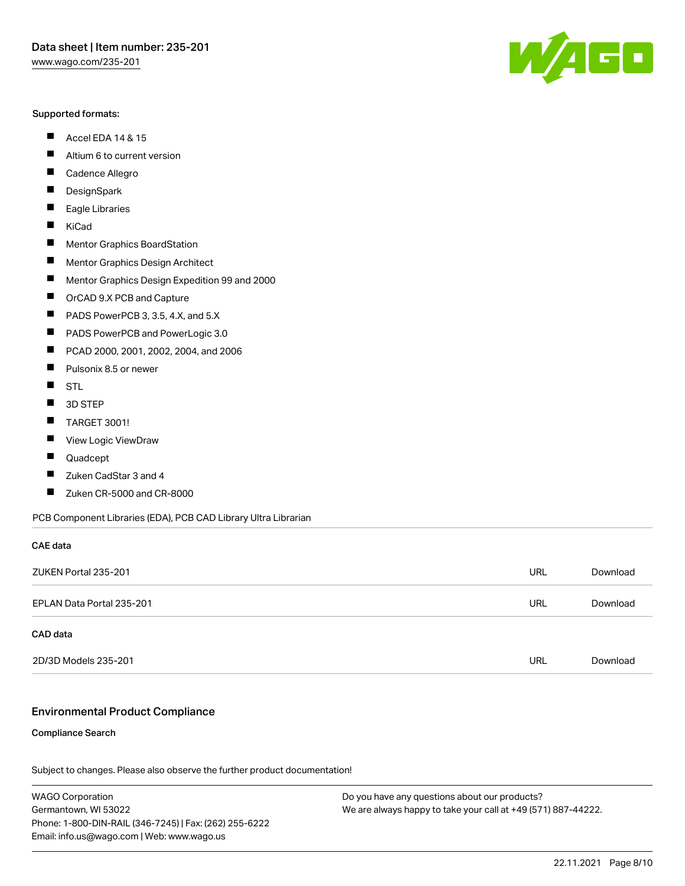Supported formats:

- Accel EDA 14 & 15
- Altium 6 to current version
- Cadence Allegro
- DesignSpark
- Eagle Libraries
- KiCad
- Mentor Graphics BoardStation
- Mentor Graphics Design Architect
- Mentor Graphics Design Expedition 99 and 2000
- OrCAD 9.X PCB and Capture
- PADS PowerPCB 3, 3.5, 4.X, and 5.X
- PADS PowerPCB and PowerLogic 3.0
- PCAD 2000, 2001, 2002, 2004, and 2006
- Pulsonix 8.5 or newer
- STL
- 3D STEP
- TARGET 3001!
- View Logic ViewDraw
- Quadcept
- Zuken CadStar 3 and 4
- Zuken CR-5000 and CR-8000

PCB Component Libraries (EDA), PCB CAD Library Ultra Librarian

**CAE data**

| | | |
|---|---|---|
| ZUKEN Portal 235-201 | URL | Download |
| EPLAN Data Portal 235-201 | URL | Download |

**CAD data**

| | | |
|---|---|---|
| 2D/3D Models 235-201 | URL | Download |

## Environmental Product Compliance

**Compliance Search**

Subject to changes. Please also observe the further product documentation!

WAGO Corporation
Germantown, WI 53022
Phone: 1-800-DIN-RAIL (346-7245) | Fax: (262) 255-6222
Email: info.us@wago.com | Web: www.wago.us

Do you have any questions about our products?
We are always happy to take your call at +49 (571) 887-44222.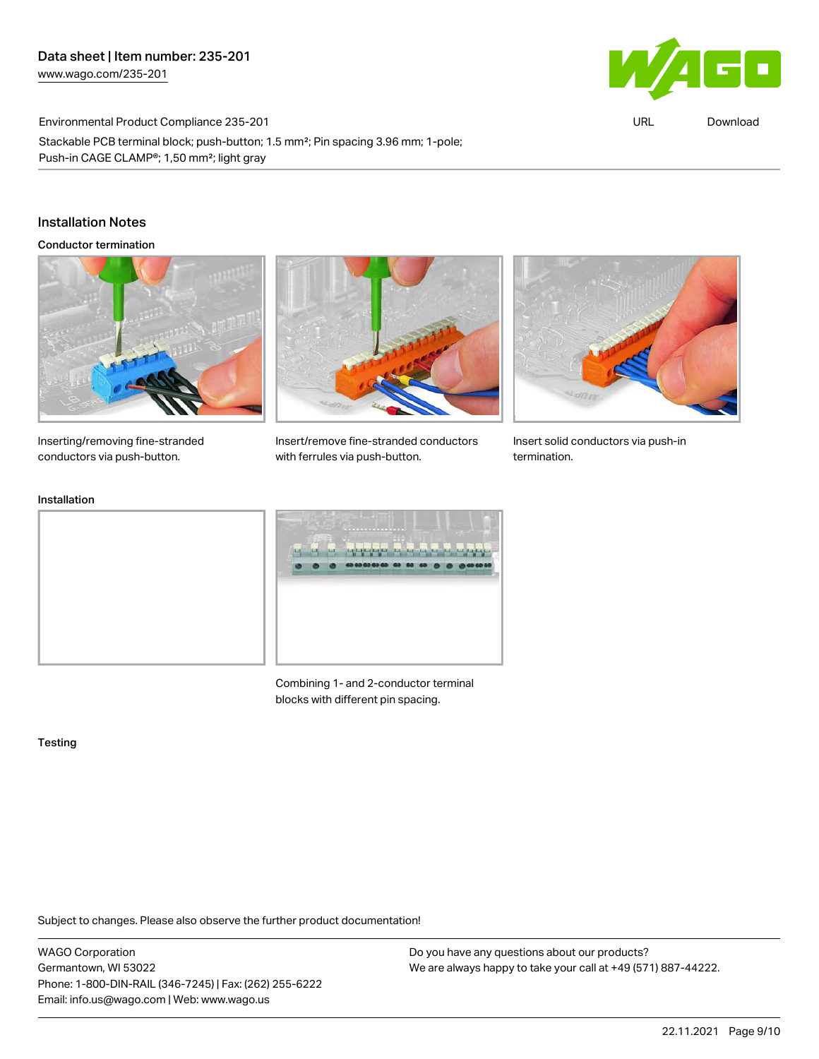Environmental Product Compliance 235-201

Stackable PCB terminal block; push-button; 1.5 mm²; Pin spacing 3.96 mm; 1-pole; Push-in CAGE CLAMP®; 1,50 mm²; light gray

## Installation Notes

### Conductor termination

Inserting/removing fine-stranded conductors via push-button.

Insert/remove fine-stranded conductors with ferrules via push-button.

Insert solid conductors via push-in termination.

### Installation

Combining 1- and 2-conductor terminal blocks with different pin spacing.

### Testing

Subject to changes. Please also observe the further product documentation!

WAGO Corporation
Germantown, WI 53022
Phone: 1-800-DIN-RAIL (346-7245) | Fax: (262) 255-6222
Email: info.us@wago.com | Web: www.wago.us

Do you have any questions about our products?
We are always happy to take your call at +49 (571) 887-44222.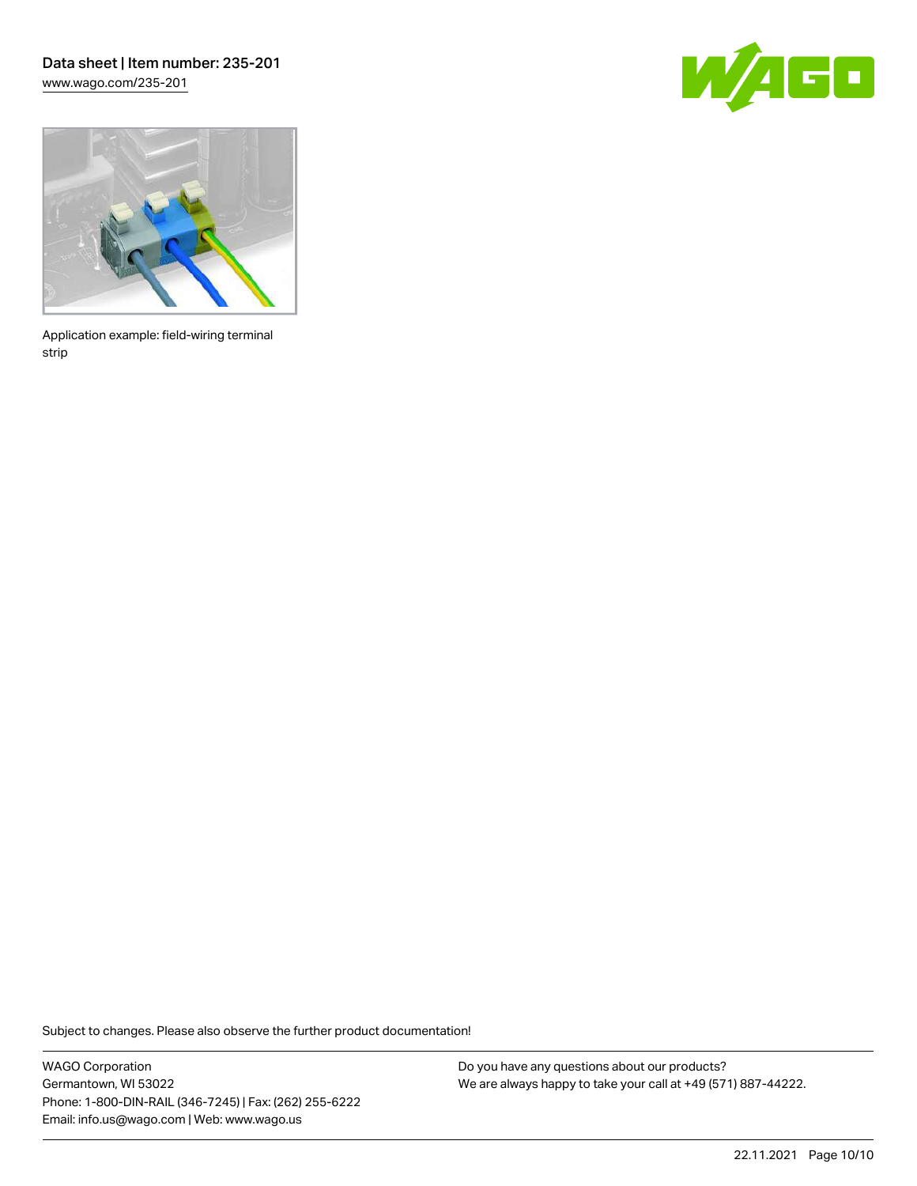Application example: field-wiring terminal strip

Subject to changes. Please also observe the further product documentation!

WAGO Corporation
Germantown, WI 53022
Phone: 1-800-DIN-RAIL (346-7245) | Fax: (262) 255-6222
Email: info.us@wago.com | Web: www.wago.us

Do you have any questions about our products?
We are always happy to take your call at +49 (571) 887-44222.